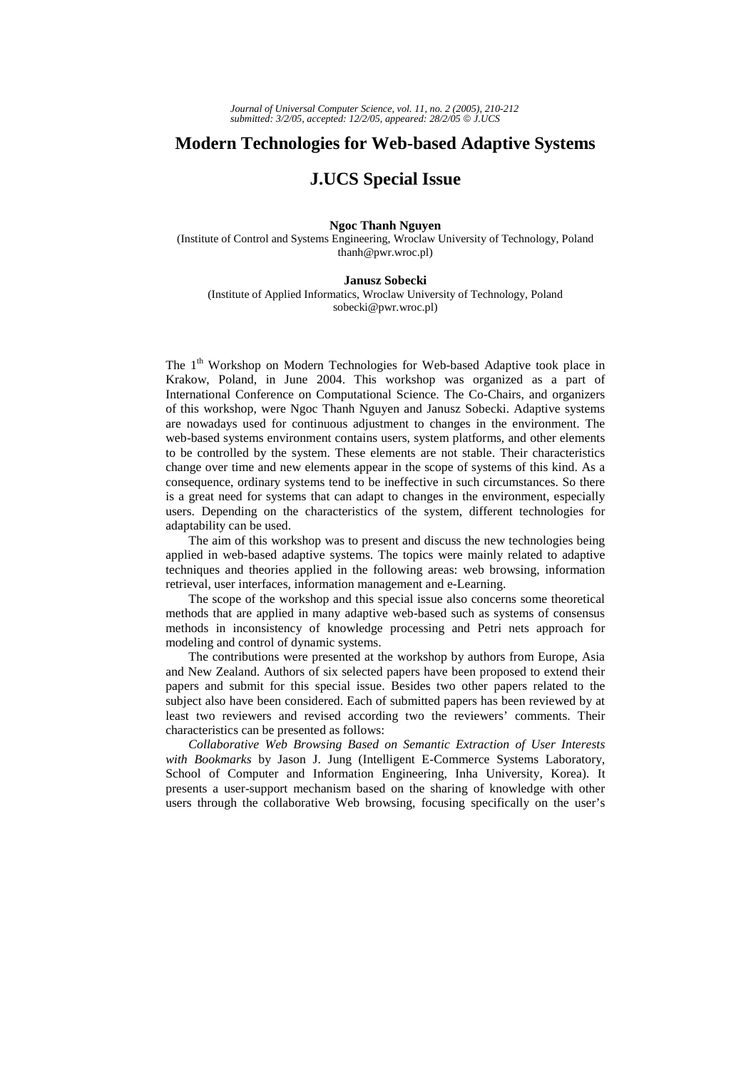# Modern Technologies for Web-based Adaptive Systems

## J.UCS Special Issue

**Ngoc Thanh Nguyen**
(Institute of Control and Systems Engineering, Wroclaw University of Technology, Poland
thanh@pwr.wroc.pl)

**Janusz Sobecki**
(Institute of Applied Informatics, Wroclaw University of Technology, Poland
sobecki@pwr.wroc.pl)

The 1$^{th}$ Workshop on Modern Technologies for Web-based Adaptive took place in Krakow, Poland, in June 2004. This workshop was organized as a part of International Conference on Computational Science. The Co-Chairs, and organizers of this workshop, were Ngoc Thanh Nguyen and Janusz Sobecki. Adaptive systems are nowadays used for continuous adjustment to changes in the environment. The web-based systems environment contains users, system platforms, and other elements to be controlled by the system. These elements are not stable. Their characteristics change over time and new elements appear in the scope of systems of this kind. As a consequence, ordinary systems tend to be ineffective in such circumstances. So there is a great need for systems that can adapt to changes in the environment, especially users. Depending on the characteristics of the system, different technologies for adaptability can be used.

The aim of this workshop was to present and discuss the new technologies being applied in web-based adaptive systems. The topics were mainly related to adaptive techniques and theories applied in the following areas: web browsing, information retrieval, user interfaces, information management and e-Learning.

The scope of the workshop and this special issue also concerns some theoretical methods that are applied in many adaptive web-based such as systems of consensus methods in inconsistency of knowledge processing and Petri nets approach for modeling and control of dynamic systems.

The contributions were presented at the workshop by authors from Europe, Asia and New Zealand. Authors of six selected papers have been proposed to extend their papers and submit for this special issue. Besides two other papers related to the subject also have been considered. Each of submitted papers has been reviewed by at least two reviewers and revised according two the reviewers' comments. Their characteristics can be presented as follows:

*Collaborative Web Browsing Based on Semantic Extraction of User Interests with Bookmarks* by Jason J. Jung (Intelligent E-Commerce Systems Laboratory, School of Computer and Information Engineering, Inha University, Korea). It presents a user-support mechanism based on the sharing of knowledge with other users through the collaborative Web browsing, focusing specifically on the user's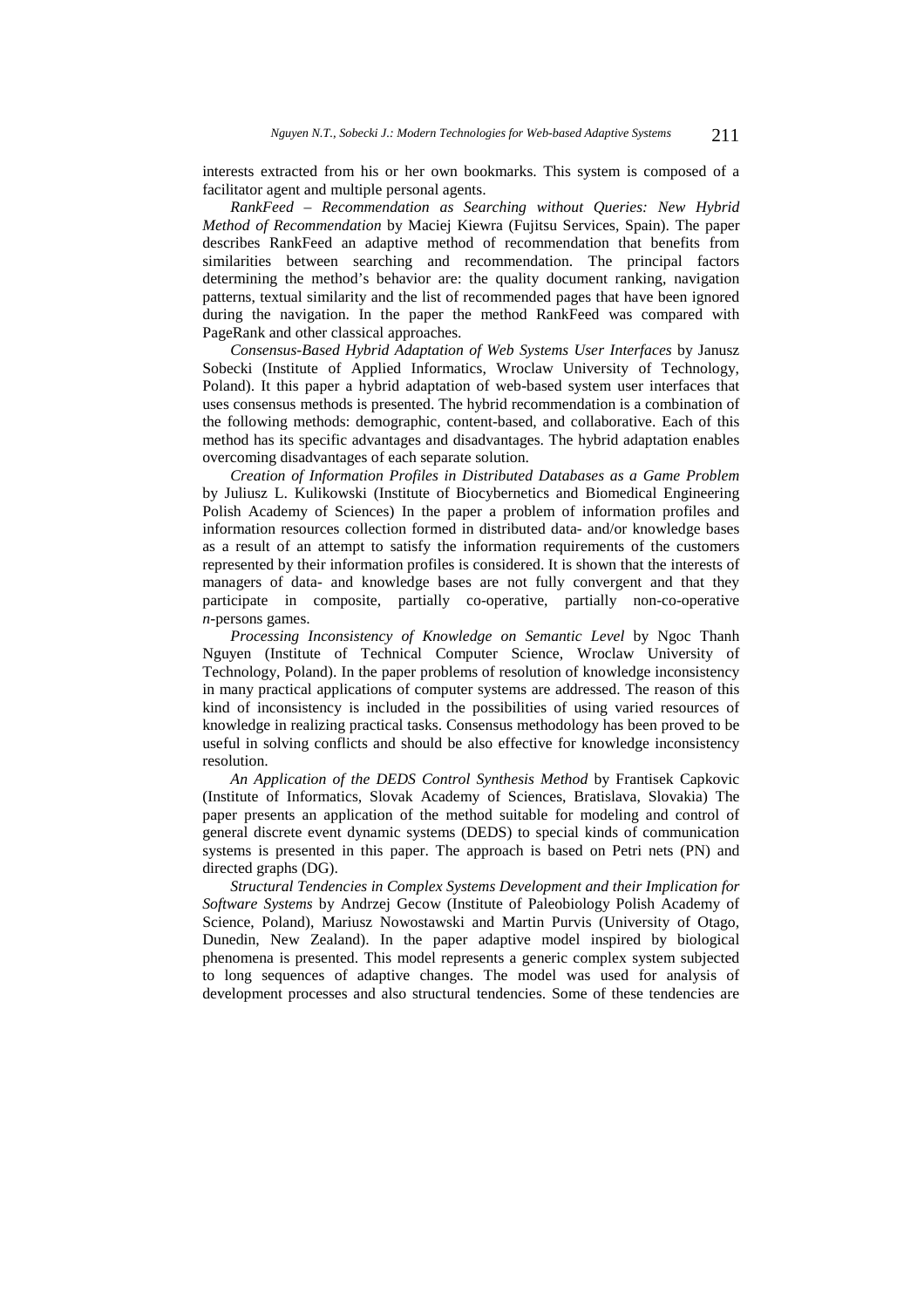interests extracted from his or her own bookmarks. This system is composed of a facilitator agent and multiple personal agents.

*RankFeed – Recommendation as Searching without Queries: New Hybrid Method of Recommendation* by Maciej Kiewra (Fujitsu Services, Spain). The paper describes RankFeed an adaptive method of recommendation that benefits from similarities between searching and recommendation. The principal factors determining the method's behavior are: the quality document ranking, navigation patterns, textual similarity and the list of recommended pages that have been ignored during the navigation. In the paper the method RankFeed was compared with PageRank and other classical approaches.

*Consensus-Based Hybrid Adaptation of Web Systems User Interfaces* by Janusz Sobecki (Institute of Applied Informatics, Wroclaw University of Technology, Poland). It this paper a hybrid adaptation of web-based system user interfaces that uses consensus methods is presented. The hybrid recommendation is a combination of the following methods: demographic, content-based, and collaborative. Each of this method has its specific advantages and disadvantages. The hybrid adaptation enables overcoming disadvantages of each separate solution.

*Creation of Information Profiles in Distributed Databases as a Game Problem* by Juliusz L. Kulikowski (Institute of Biocybernetics and Biomedical Engineering Polish Academy of Sciences) In the paper a problem of information profiles and information resources collection formed in distributed data- and/or knowledge bases as a result of an attempt to satisfy the information requirements of the customers represented by their information profiles is considered. It is shown that the interests of managers of data- and knowledge bases are not fully convergent and that they participate in composite, partially co-operative, partially non-co-operative *n*-persons games.

*Processing Inconsistency of Knowledge on Semantic Level* by Ngoc Thanh Nguyen (Institute of Technical Computer Science, Wroclaw University of Technology, Poland). In the paper problems of resolution of knowledge inconsistency in many practical applications of computer systems are addressed. The reason of this kind of inconsistency is included in the possibilities of using varied resources of knowledge in realizing practical tasks. Consensus methodology has been proved to be useful in solving conflicts and should be also effective for knowledge inconsistency resolution.

*An Application of the DEDS Control Synthesis Method* by Frantisek Capkovic (Institute of Informatics, Slovak Academy of Sciences, Bratislava, Slovakia) The paper presents an application of the method suitable for modeling and control of general discrete event dynamic systems (DEDS) to special kinds of communication systems is presented in this paper. The approach is based on Petri nets (PN) and directed graphs (DG).

*Structural Tendencies in Complex Systems Development and their Implication for Software Systems* by Andrzej Gecow (Institute of Paleobiology Polish Academy of Science, Poland), Mariusz Nowostawski and Martin Purvis (University of Otago, Dunedin, New Zealand). In the paper adaptive model inspired by biological phenomena is presented. This model represents a generic complex system subjected to long sequences of adaptive changes. The model was used for analysis of development processes and also structural tendencies. Some of these tendencies are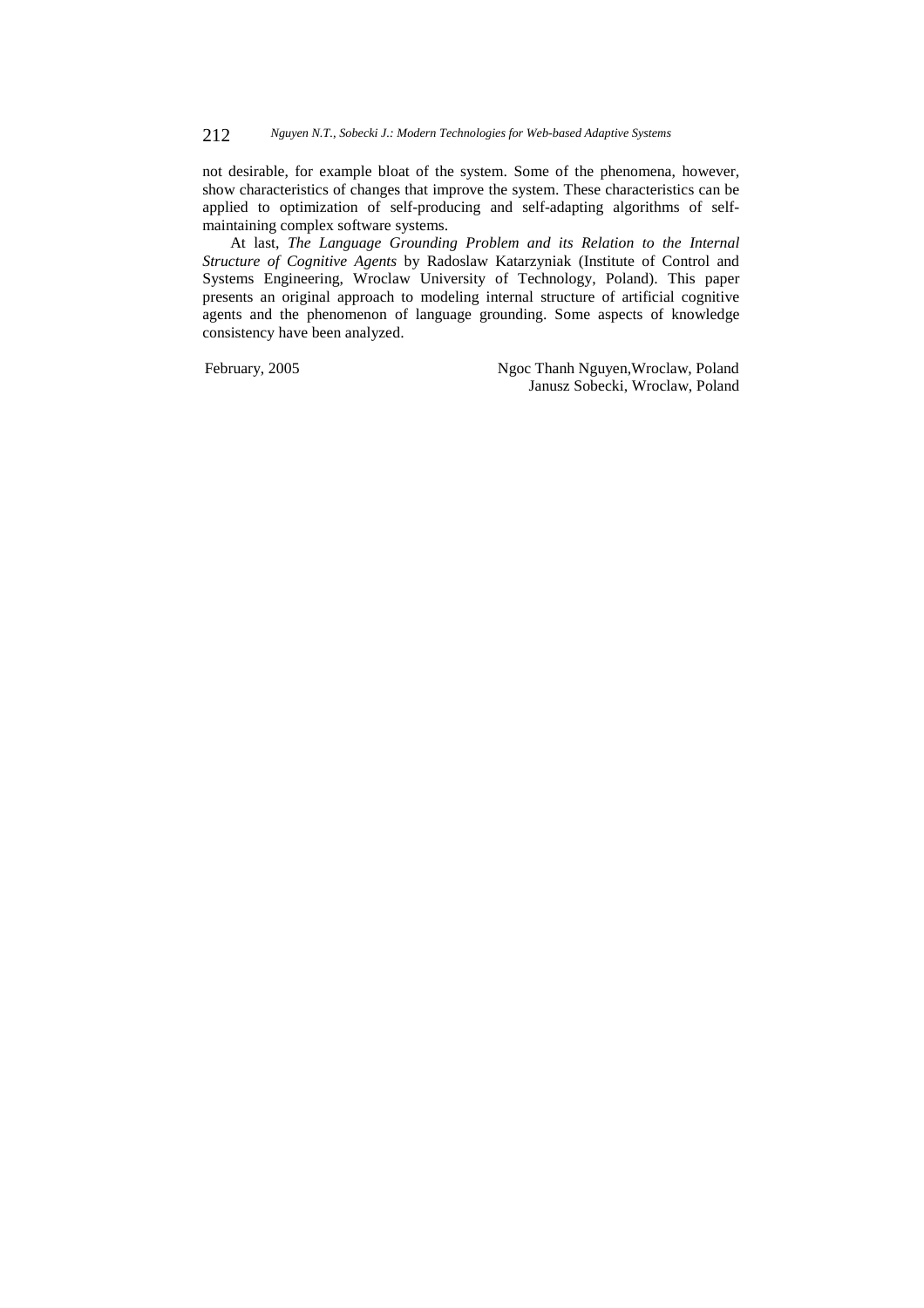not desirable, for example bloat of the system. Some of the phenomena, however, show characteristics of changes that improve the system. These characteristics can be applied to optimization of self-producing and self-adapting algorithms of self-maintaining complex software systems.

At last, *The Language Grounding Problem and its Relation to the Internal Structure of Cognitive Agents* by Radoslaw Katarzyniak (Institute of Control and Systems Engineering, Wroclaw University of Technology, Poland). This paper presents an original approach to modeling internal structure of artificial cognitive agents and the phenomenon of language grounding. Some aspects of knowledge consistency have been analyzed.

February, 2005

Ngoc Thanh Nguyen,Wroclaw, Poland
Janusz Sobecki, Wroclaw, Poland